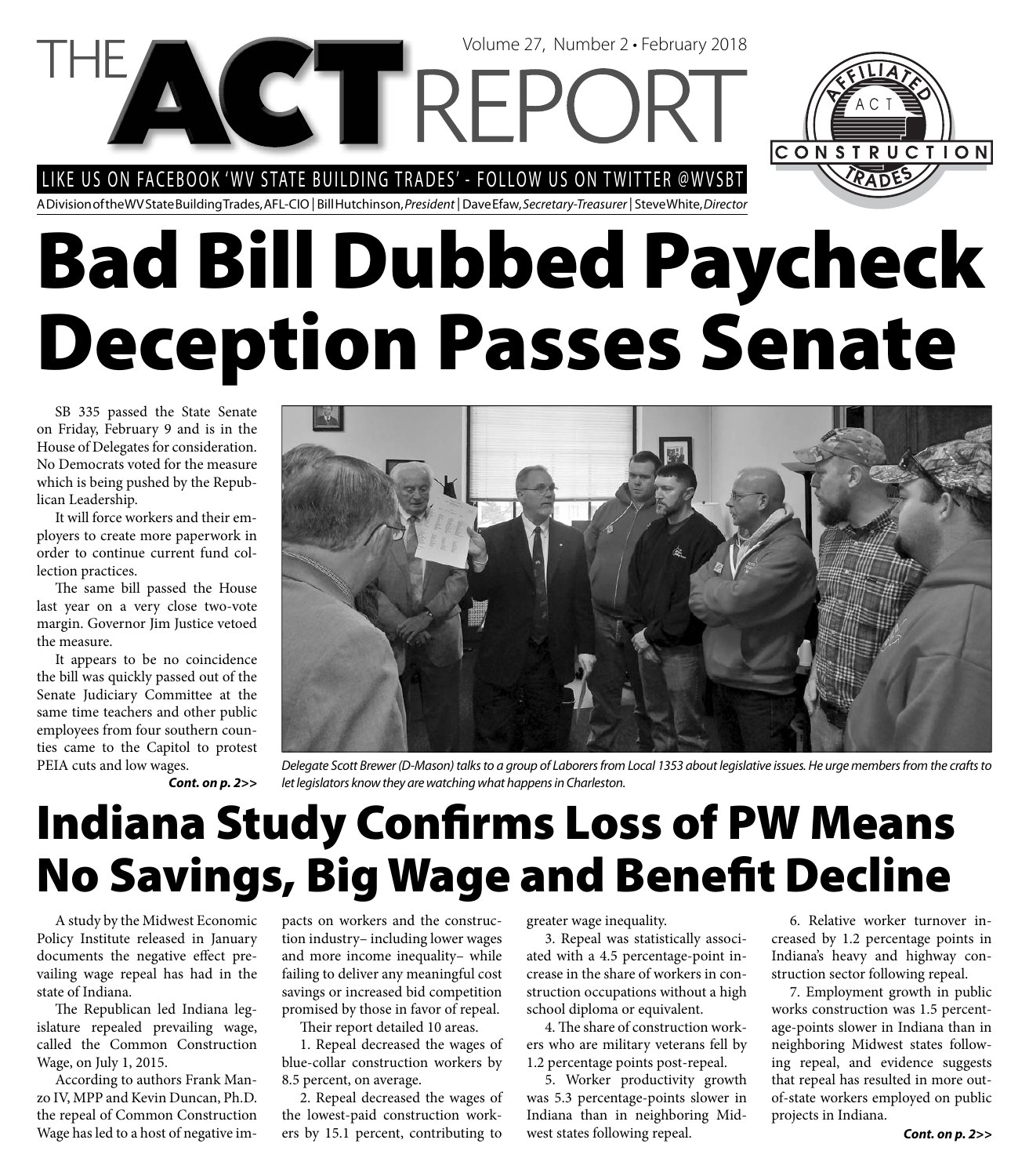# THE ACT REPORT

Volume 27, Number 2 • February 2018

LIKE US ON FACEBOOK 'WV STATE BUILDING TRADES' - FOLLOW US ON TWITTER @WVSBT

A Division of the WV State Building Trades, AFL-CIO | Bill Hutchinson, *President* | Dave Efaw, *Secretary-Treasurer* | Steve White, *Director*

AFFILIATED ACT CONSTRUCTION TRADES

# Bad Bill Dubbed Paycheck Deception Passes Senate

SB 335 passed the State Senate on Friday, February 9 and is in the House of Delegates for consideration. No Democrats voted for the measure which is being pushed by the Republican Leadership.

It will force workers and their employers to create more paperwork in order to continue current fund collection practices.

The same bill passed the House last year on a very close two-vote margin. Governor Jim Justice vetoed the measure.

It appears to be no coincidence the bill was quickly passed out of the Senate Judiciary Committee at the same time teachers and other public employees from four southern counties came to the Capitol to protest PEIA cuts and low wages.

***Cont. on p. 2>>***

*Delegate Scott Brewer (D-Mason) talks to a group of Laborers from Local 1353 about legislative issues. He urge members from the crafts to let legislators know they are watching what happens in Charleston.*

# Indiana Study Confirms Loss of PW Means No Savings, Big Wage and Benefit Decline

A study by the Midwest Economic Policy Institute released in January documents the negative effect prevailing wage repeal has had in the state of Indiana.

The Republican led Indiana legislature repealed prevailing wage, called the Common Construction Wage, on July 1, 2015.

According to authors Frank Manzo IV, MPP and Kevin Duncan, Ph.D. the repeal of Common Construction Wage has led to a host of negative impacts on workers and the construction industry– including lower wages and more income inequality– while failing to deliver any meaningful cost savings or increased bid competition promised by those in favor of repeal.

Their report detailed 10 areas.

1. Repeal decreased the wages of blue-collar construction workers by 8.5 percent, on average.

2. Repeal decreased the wages of the lowest-paid construction workers by 15.1 percent, contributing to greater wage inequality.

3. Repeal was statistically associated with a 4.5 percentage-point increase in the share of workers in construction occupations without a high school diploma or equivalent.

4. The share of construction workers who are military veterans fell by 1.2 percentage points post-repeal.

5. Worker productivity growth was 5.3 percentage-points slower in Indiana than in neighboring Midwest states following repeal.

6. Relative worker turnover increased by 1.2 percentage points in Indiana's heavy and highway construction sector following repeal.

7. Employment growth in public works construction was 1.5 percentage-points slower in Indiana than in neighboring Midwest states following repeal, and evidence suggests that repeal has resulted in more out-of-state workers employed on public projects in Indiana.

***Cont. on p. 2>>***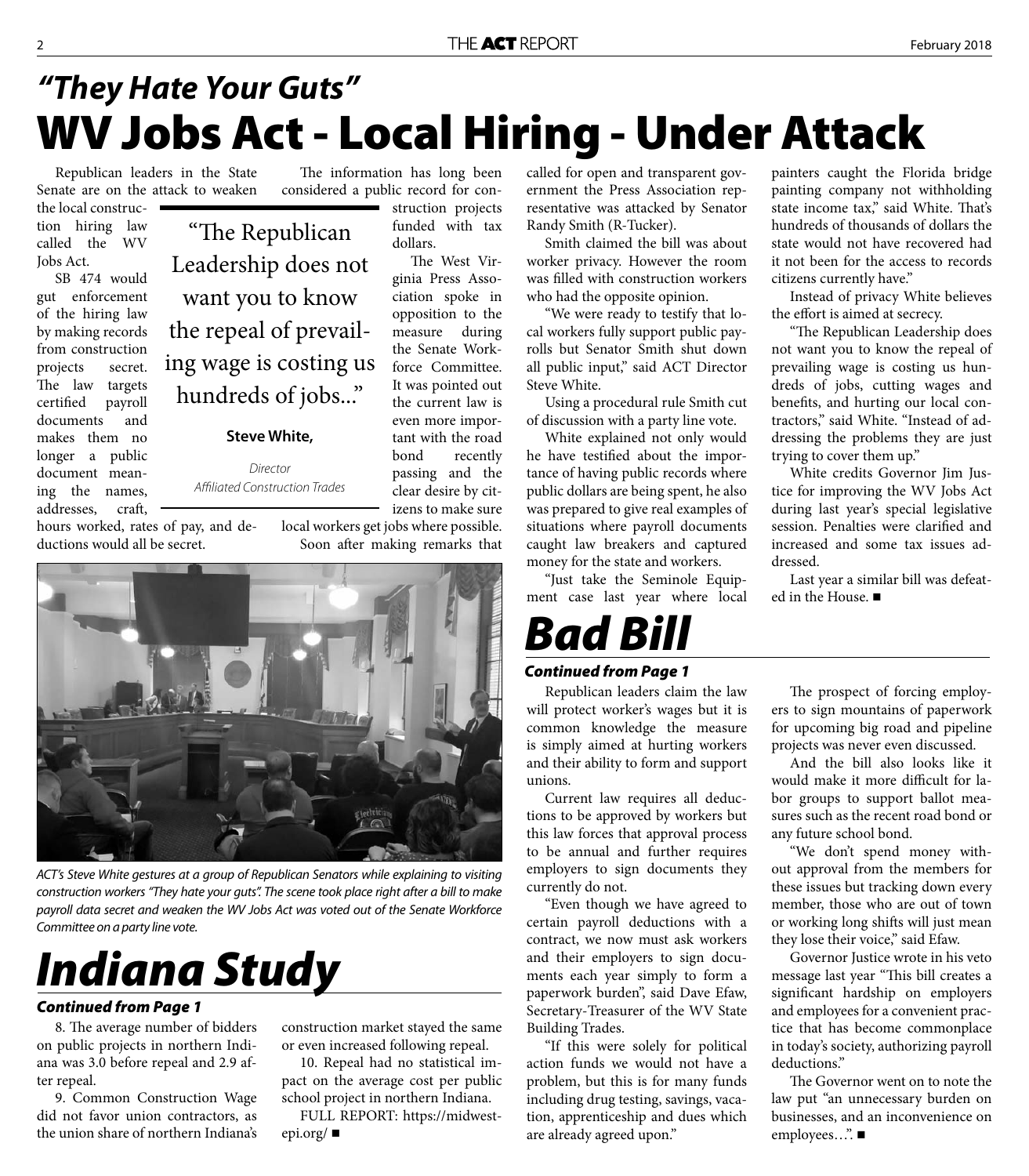## *"They Hate Your Guts"*

# WV Jobs Act - Local Hiring - Under Attack

Republican leaders in the State Senate are on the attack to weaken the local construction hiring law called the WV Jobs Act.

SB 474 would gut enforcement of the hiring law by making records from construction projects secret. The law targets certified payroll documents and makes them no longer a public document meaning the names, addresses, craft, hours worked, rates of pay, and deductions would all be secret.

> "The Republican Leadership does not want you to know the repeal of prevailing wage is costing us hundreds of jobs..."
>
> **Steve White,**
>
> *Director*
> *Affiliated Construction Trades*

The information has long been considered a public record for construction projects funded with tax dollars.

The West Virginia Press Association spoke in opposition to the measure during the Senate Workforce Committee. It was pointed out the current law is even more important with the road bond recently passing and the clear desire by citizens to make sure local workers get jobs where possible.

Soon after making remarks that called for open and transparent government the Press Association representative was attacked by Senator Randy Smith (R-Tucker).

Smith claimed the bill was about worker privacy. However the room was filled with construction workers who had the opposite opinion.

"We were ready to testify that local workers fully support public payrolls but Senator Smith shut down all public input," said ACT Director Steve White.

Using a procedural rule Smith cut of discussion with a party line vote.

White explained not only would he have testified about the importance of having public records where public dollars are being spent, he also was prepared to give real examples of situations where payroll documents caught law breakers and captured money for the state and workers.

"Just take the Seminole Equipment case last year where local painters caught the Florida bridge painting company not withholding state income tax," said White. That's hundreds of thousands of dollars the state would not have recovered had it not been for the access to records citizens currently have."

Instead of privacy White believes the effort is aimed at secrecy.

"The Republican Leadership does not want you to know the repeal of prevailing wage is costing us hundreds of jobs, cutting wages and benefits, and hurting our local contractors," said White. "Instead of addressing the problems they are just trying to cover them up."

White credits Governor Jim Justice for improving the WV Jobs Act during last year's special legislative session. Penalties were clarified and increased and some tax issues addressed.

Last year a similar bill was defeated in the House. ■

*ACT's Steve White gestures at a group of Republican Senators while explaining to visiting construction workers "They hate your guts". The scene took place right after a bill to make payroll data secret and weaken the WV Jobs Act was voted out of the Senate Workforce Committee on a party line vote.*

# *Bad Bill*

***Continued from Page 1***

Republican leaders claim the law will protect worker's wages but it is common knowledge the measure is simply aimed at hurting workers and their ability to form and support unions.

Current law requires all deductions to be approved by workers but this law forces that approval process to be annual and further requires employers to sign documents they currently do not.

"Even though we have agreed to certain payroll deductions with a contract, we now must ask workers and their employers to sign documents each year simply to form a paperwork burden", said Dave Efaw, Secretary-Treasurer of the WV State Building Trades.

"If this were solely for political action funds we would not have a problem, but this is for many funds including drug testing, savings, vacation, apprenticeship and dues which are already agreed upon."

The prospect of forcing employers to sign mountains of paperwork for upcoming big road and pipeline projects was never even discussed.

And the bill also looks like it would make it more difficult for labor groups to support ballot measures such as the recent road bond or any future school bond.

"We don't spend money without approval from the members for these issues but tracking down every member, those who are out of town or working long shifts will just mean they lose their voice," said Efaw.

Governor Justice wrote in his veto message last year "This bill creates a significant hardship on employers and employees for a convenient practice that has become commonplace in today's society, authorizing payroll deductions."

The Governor went on to note the law put "an unnecessary burden on businesses, and an inconvenience on employees…". ■

# *Indiana Study*

***Continued from Page 1***

8. The average number of bidders on public projects in northern Indiana was 3.0 before repeal and 2.9 after repeal.

9. Common Construction Wage did not favor union contractors, as the union share of northern Indiana's construction market stayed the same or even increased following repeal.

10. Repeal had no statistical impact on the average cost per public school project in northern Indiana.

FULL REPORT: https://midwestepi.org/ ■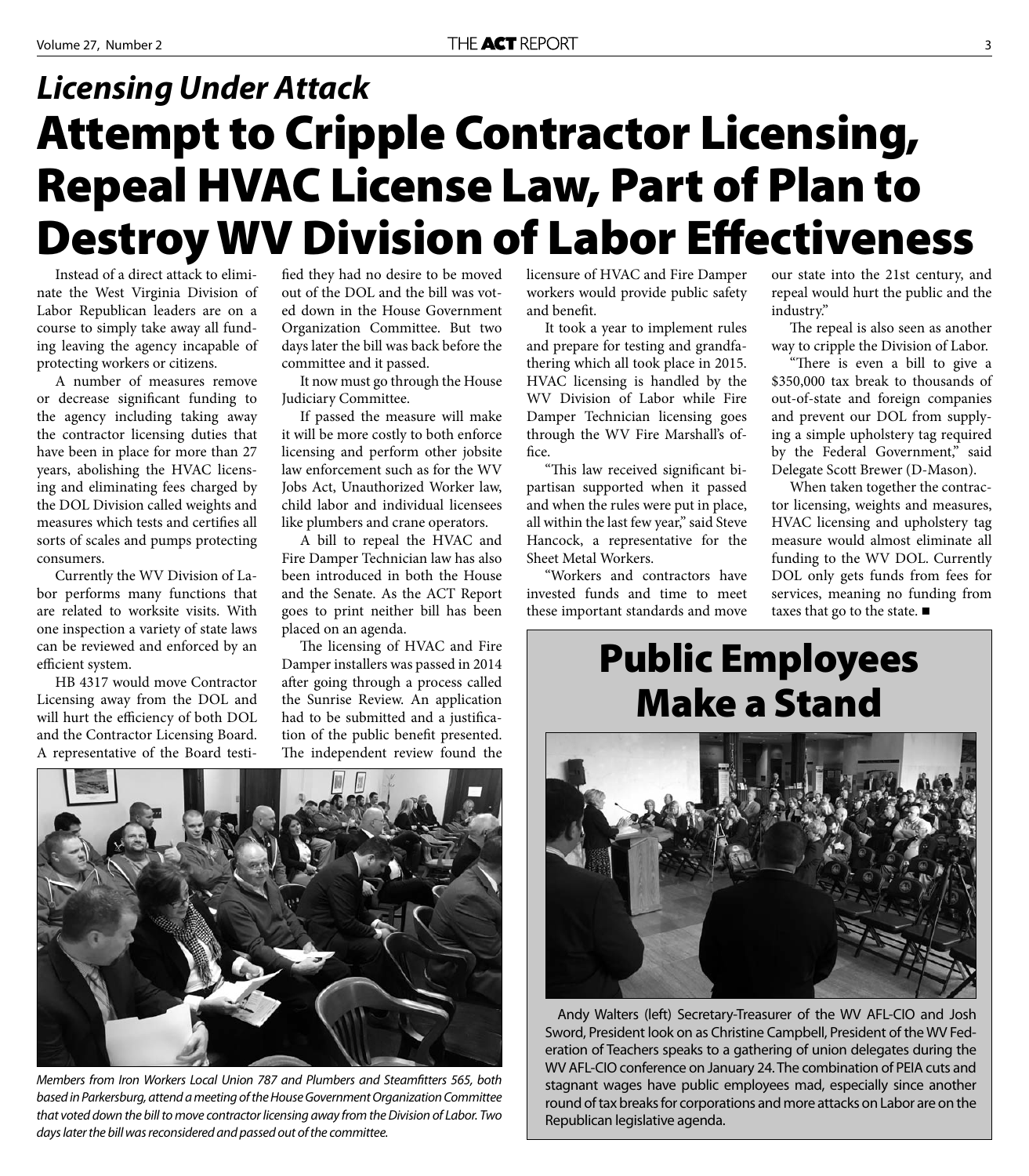## *Licensing Under Attack*

# Attempt to Cripple Contractor Licensing, Repeal HVAC License Law, Part of Plan to Destroy WV Division of Labor Effectiveness

Instead of a direct attack to eliminate the West Virginia Division of Labor Republican leaders are on a course to simply take away all funding leaving the agency incapable of protecting workers or citizens.

A number of measures remove or decrease significant funding to the agency including taking away the contractor licensing duties that have been in place for more than 27 years, abolishing the HVAC licensing and eliminating fees charged by the DOL Division called weights and measures which tests and certifies all sorts of scales and pumps protecting consumers.

Currently the WV Division of Labor performs many functions that are related to worksite visits. With one inspection a variety of state laws can be reviewed and enforced by an efficient system.

HB 4317 would move Contractor Licensing away from the DOL and will hurt the efficiency of both DOL and the Contractor Licensing Board. A representative of the Board testified they had no desire to be moved out of the DOL and the bill was voted down in the House Government Organization Committee. But two days later the bill was back before the committee and it passed.

It now must go through the House Judiciary Committee.

If passed the measure will make it will be more costly to both enforce licensing and perform other jobsite law enforcement such as for the WV Jobs Act, Unauthorized Worker law, child labor and individual licensees like plumbers and crane operators.

A bill to repeal the HVAC and Fire Damper Technician law has also been introduced in both the House and the Senate. As the ACT Report goes to print neither bill has been placed on an agenda.

The licensing of HVAC and Fire Damper installers was passed in 2014 after going through a process called the Sunrise Review. An application had to be submitted and a justification of the public benefit presented. The independent review found the licensure of HVAC and Fire Damper workers would provide public safety and benefit.

It took a year to implement rules and prepare for testing and grandfathering which all took place in 2015. HVAC licensing is handled by the WV Division of Labor while Fire Damper Technician licensing goes through the WV Fire Marshall's office.

"This law received significant bipartisan supported when it passed and when the rules were put in place, all within the last few year," said Steve Hancock, a representative for the Sheet Metal Workers.

"Workers and contractors have invested funds and time to meet these important standards and move our state into the 21st century, and repeal would hurt the public and the industry."

The repeal is also seen as another way to cripple the Division of Labor.

"There is even a bill to give a $350,000 tax break to thousands of out-of-state and foreign companies and prevent our DOL from supplying a simple upholstery tag required by the Federal Government," said Delegate Scott Brewer (D-Mason).

When taken together the contractor licensing, weights and measures, HVAC licensing and upholstery tag measure would almost eliminate all funding to the WV DOL. Currently DOL only gets funds from fees for services, meaning no funding from taxes that go to the state. ■

*Members from Iron Workers Local Union 787 and Plumbers and Steamfitters 565, both based in Parkersburg, attend a meeting of the House Government Organization Committee that voted down the bill to move contractor licensing away from the Division of Labor. Two days later the bill was reconsidered and passed out of the committee.*

# Public Employees Make a Stand

Andy Walters (left) Secretary-Treasurer of the WV AFL-CIO and Josh Sword, President look on as Christine Campbell, President of the WV Federation of Teachers speaks to a gathering of union delegates during the WV AFL-CIO conference on January 24. The combination of PEIA cuts and stagnant wages have public employees mad, especially since another round of tax breaks for corporations and more attacks on Labor are on the Republican legislative agenda.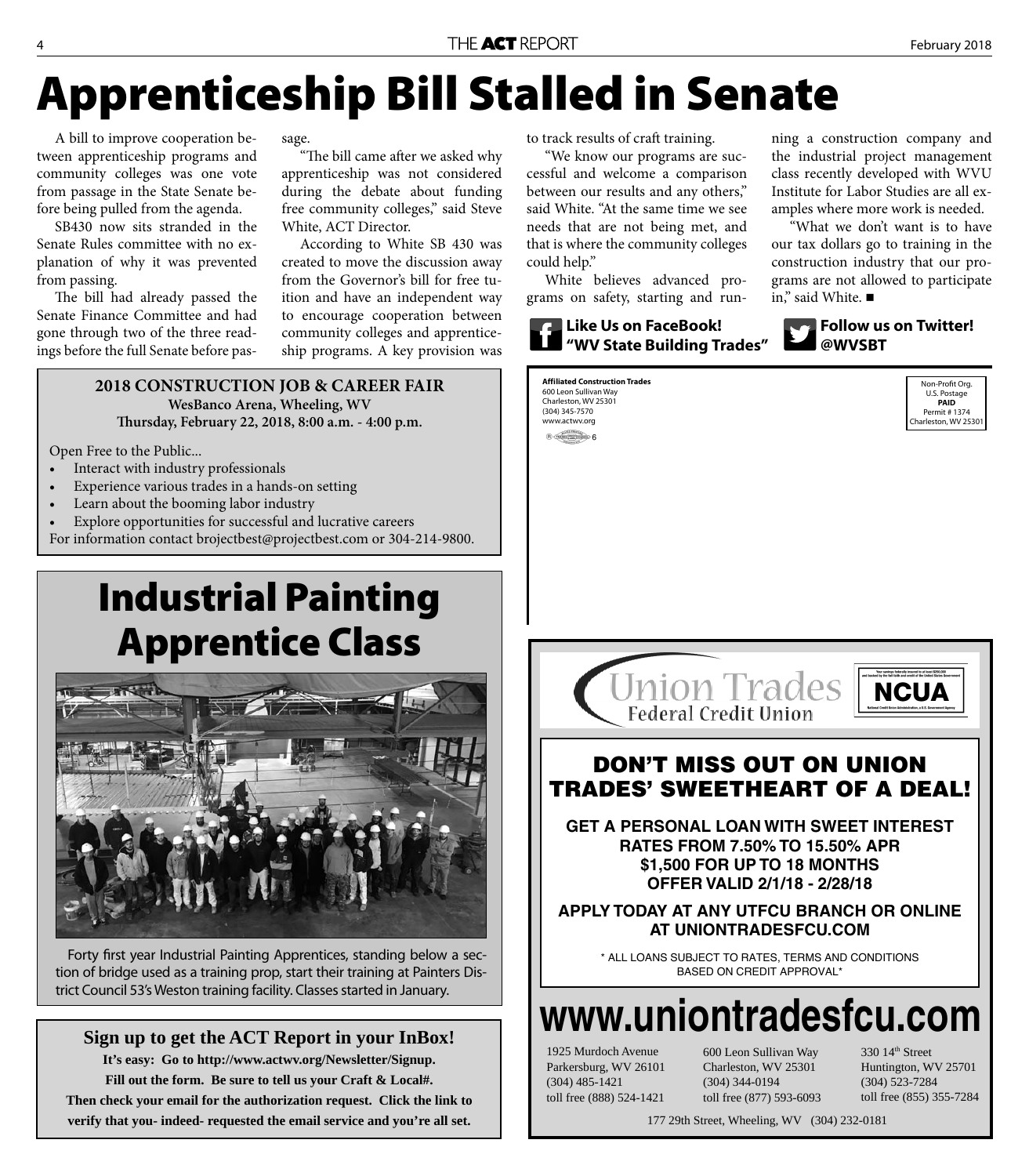# Apprenticeship Bill Stalled in Senate

A bill to improve cooperation between apprenticeship programs and community colleges was one vote from passage in the State Senate before being pulled from the agenda.

SB430 now sits stranded in the Senate Rules committee with no explanation of why it was prevented from passing.

The bill had already passed the Senate Finance Committee and had gone through two of the three readings before the full Senate before passage.

"The bill came after we asked why apprenticeship was not considered during the debate about funding free community colleges," said Steve White, ACT Director.

According to White SB 430 was created to move the discussion away from the Governor's bill for free tuition and have an independent way to encourage cooperation between community colleges and apprenticeship programs. A key provision was to track results of craft training.

"We know our programs are successful and welcome a comparison between our results and any others," said White. "At the same time we see needs that are not being met, and that is where the community colleges could help."

White believes advanced programs on safety, starting and running a construction company and the industrial project management class recently developed with WVU Institute for Labor Studies are all examples where more work is needed.

"What we don't want is to have our tax dollars go to training in the construction industry that our programs are not allowed to participate in," said White. ■

**Like Us on FaceBook! "WV State Building Trades"**

**Follow us on Twitter! @WVSBT**

---

**2018 CONSTRUCTION JOB & CAREER FAIR**
**WesBanco Arena, Wheeling, WV**
**Thursday, February 22, 2018, 8:00 a.m. - 4:00 p.m.**

Open Free to the Public...

- Interact with industry professionals
- Experience various trades in a hands-on setting
- Learn about the booming labor industry
- Explore opportunities for successful and lucrative careers

For information contact brojectbest@projectbest.com or 304-214-9800.

---

**Affiliated Construction Trades**
600 Leon Sullivan Way
Charleston, WV 25301
(304) 345-7570
www.actwv.org

Non-Profit Org.
U.S. Postage
**PAID**
Permit # 1374
Charleston, WV 25301

---

# Industrial Painting Apprentice Class

Forty first year Industrial Painting Apprentices, standing below a section of bridge used as a training prop, start their training at Painters District Council 53's Weston training facility. Classes started in January.

---

**Union Trades Federal Credit Union**

**NCUA**

## DON'T MISS OUT ON UNION TRADES' SWEETHEART OF A DEAL!

**GET A PERSONAL LOAN WITH SWEET INTEREST RATES FROM 7.50% TO 15.50% APR**
**$1,500 FOR UP TO 18 MONTHS**
**OFFER VALID 2/1/18 - 2/28/18**

**APPLY TODAY AT ANY UTFCU BRANCH OR ONLINE AT UNIONTRADESFCU.COM**

\* ALL LOANS SUBJECT TO RATES, TERMS AND CONDITIONS BASED ON CREDIT APPROVAL*

# www.uniontradesfcu.com

1925 Murdoch Avenue
Parkersburg, WV 26101
(304) 485-1421
toll free (888) 524-1421

600 Leon Sullivan Way
Charleston, WV 25301
(304) 344-0194
toll free (877) 593-6093

330 14th Street
Huntington, WV 25701
(304) 523-7284
toll free (855) 355-7284

177 29th Street, Wheeling, WV (304) 232-0181

---

**Sign up to get the ACT Report in your InBox!**

**It's easy: Go to http://www.actwv.org/Newsletter/Signup.**

**Fill out the form. Be sure to tell us your Craft & Local#.**

**Then check your email for the authorization request. Click the link to verify that you- indeed- requested the email service and you're all set.**